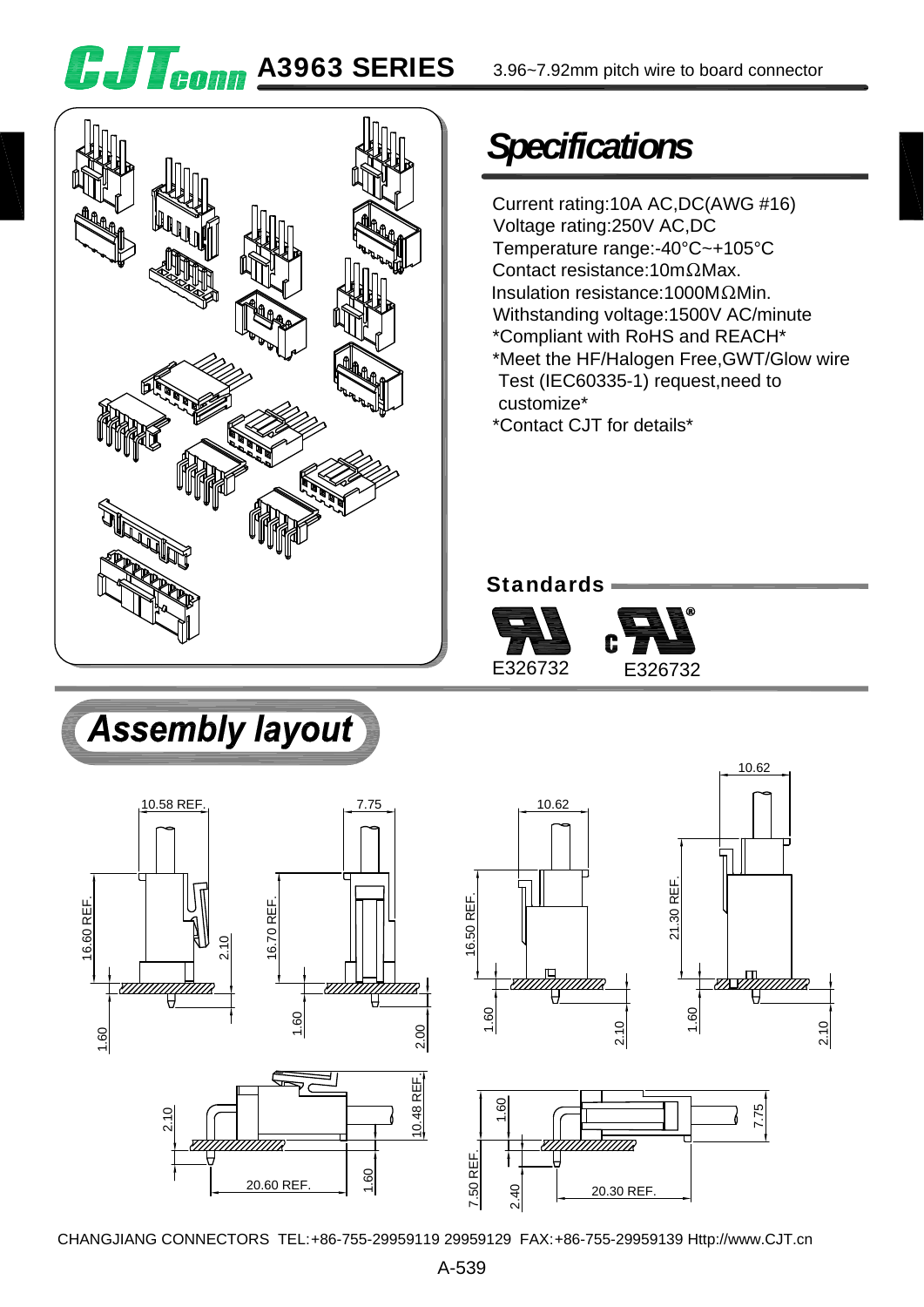# A3963 SERIES

3.96~7.92mm pitch wire to board connector

## Specifications

Current rating:10A AC,DC(AWG #16)
Voltage rating:250V AC,DC
Temperature range:-40°C~+105°C
Contact resistance:10mΩMax.
Insulation resistance:1000MΩMin.
Withstanding voltage:1500V AC/minute
*Compliant with RoHS and REACH*
*Meet the HF/Halogen Free,GWT/Glow wire Test (IEC60335-1) request,need to customize*
*Contact CJT for details*

### Standards

E326732 E326732

## Assembly layout

10.58 REF. 16.60 REF. 2.10 1.60
7.75 16.70 REF. 1.60 2.00
10.62 16.50 REF. 1.60 2.10
10.62 21.30 REF. 1.60 2.10
2.10 10.48 REF. 20.60 REF. 1.60
1.60 7.75 7.50 REF. 2.40 20.30 REF.

CHANGJIANG CONNECTORS TEL:+86-755-29959119 29959129 FAX:+86-755-29959139 Http://www.CJT.cn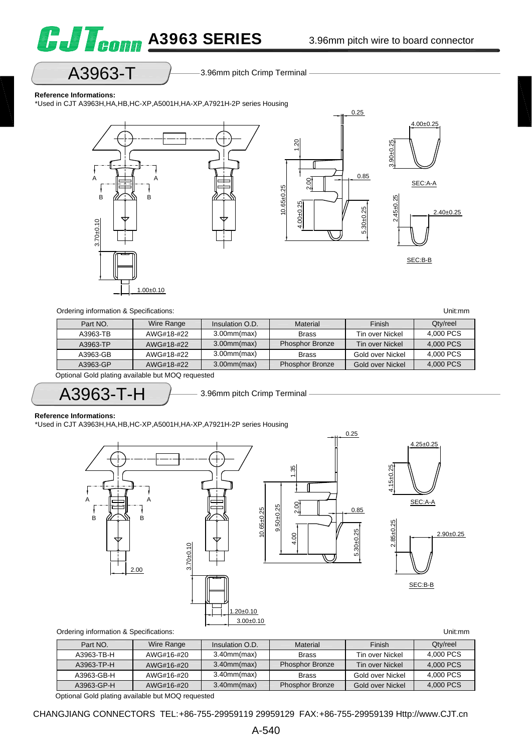# A3963 SERIES

3.96mm pitch wire to board connector

## A3963-T

3.96mm pitch Crimp Terminal

**Reference Informations:**

*Used in CJT A3963H,HA,HB,HC-XP,A5001H,HA-XP,A7921H-2P series Housing

Ordering information & Specifications: Unit:mm

| Part NO. | Wire Range | Insulation O.D. | Material | Finish | Qty/reel |
|---|---|---|---|---|---|
| A3963-TB | AWG#18-#22 | 3.00mm(max) | Brass | Tin over Nickel | 4,000 PCS |
| A3963-TP | AWG#18-#22 | 3.00mm(max) | Phosphor Bronze | Tin over Nickel | 4,000 PCS |
| A3963-GB | AWG#18-#22 | 3.00mm(max) | Brass | Gold over Nickel | 4,000 PCS |
| A3963-GP | AWG#18-#22 | 3.00mm(max) | Phosphor Bronze | Gold over Nickel | 4,000 PCS |

Optional Gold plating available but MOQ requested

## A3963-T-H

3.96mm pitch Crimp Terminal

**Reference Informations:**

*Used in CJT A3963H,HA,HB,HC-XP,A5001H,HA-XP,A7921H-2P series Housing

Ordering information & Specifications: Unit:mm

| Part NO. | Wire Range | Insulation O.D. | Material | Finish | Qty/reel |
|---|---|---|---|---|---|
| A3963-TB-H | AWG#16-#20 | 3.40mm(max) | Brass | Tin over Nickel | 4,000 PCS |
| A3963-TP-H | AWG#16-#20 | 3.40mm(max) | Phosphor Bronze | Tin over Nickel | 4,000 PCS |
| A3963-GB-H | AWG#16-#20 | 3.40mm(max) | Brass | Gold over Nickel | 4,000 PCS |
| A3963-GP-H | AWG#16-#20 | 3.40mm(max) | Phosphor Bronze | Gold over Nickel | 4,000 PCS |

Optional Gold plating available but MOQ requested

CHANGJIANG CONNECTORS TEL:+86-755-29959119 29959129 FAX:+86-755-29959139 Http://www.CJT.cn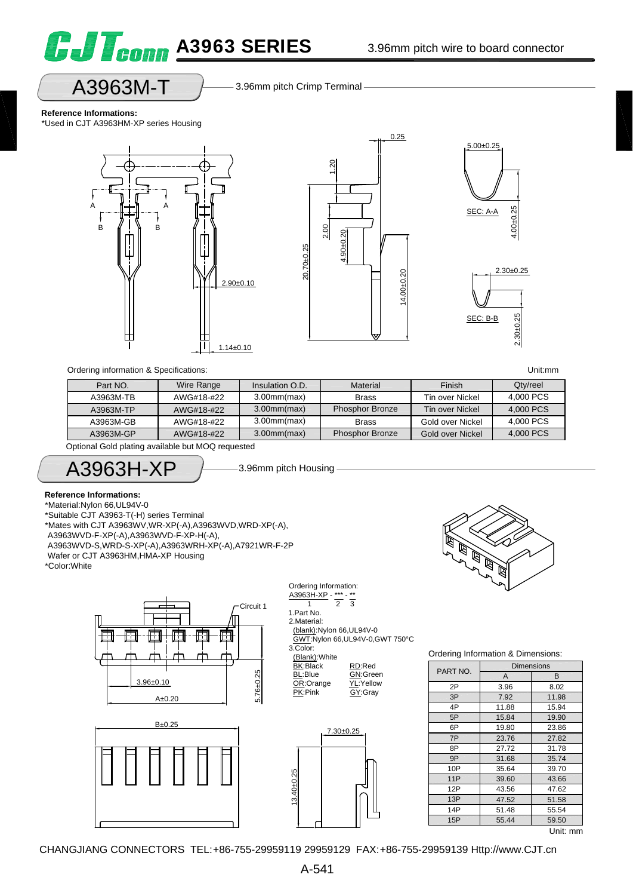# A3963 SERIES

3.96mm pitch wire to board connector

## A3963M-T

3.96mm pitch Crimp Terminal

**Reference Informations:**
*Used in CJT A3963HM-XP series Housing

Ordering information & Specifications: Unit:mm

| Part NO. | Wire Range | Insulation O.D. | Material | Finish | Qty/reel |
|---|---|---|---|---|---|
| A3963M-TB | AWG#18-#22 | 3.00mm(max) | Brass | Tin over Nickel | 4,000 PCS |
| A3963M-TP | AWG#18-#22 | 3.00mm(max) | Phosphor Bronze | Tin over Nickel | 4,000 PCS |
| A3963M-GB | AWG#18-#22 | 3.00mm(max) | Brass | Gold over Nickel | 4,000 PCS |
| A3963M-GP | AWG#18-#22 | 3.00mm(max) | Phosphor Bronze | Gold over Nickel | 4,000 PCS |

Optional Gold plating available but MOQ requested

## A3963H-XP

3.96mm pitch Housing

**Reference Informations:**
*Material:Nylon 66,UL94V-0
*Suitable CJT A3963-T(-H) series Terminal
*Mates with CJT A3963WV,WR-XP(-A),A3963WVD,WRD-XP(-A),
A3963WVD-F-XP(-A),A3963WVD-F-XP-H(-A),
A3963WVD-S,WRD-S-XP(-A),A3963WRH-XP(-A),A7921WR-F-2P
Wafer or CJT A3963HM,HMA-XP Housing
*Color:White

Ordering Information:
A3963H-XP - *** - **
1 2 3

1.Part No.
2.Material:
(blank):Nylon 66,UL94V-0
GWT:Nylon 66,UL94V-0,GWT 750°C
3.Color:
(Blank):White
BK:Black RD:Red
BL:Blue GN:Green
OR:Orange YL:Yellow
PK:Pink GY:Gray

Ordering Information & Dimensions:

| PART NO. | Dimensions A | Dimensions B |
|---|---|---|
| 2P | 3.96 | 8.02 |
| 3P | 7.92 | 11.98 |
| 4P | 11.88 | 15.94 |
| 5P | 15.84 | 19.90 |
| 6P | 19.80 | 23.86 |
| 7P | 23.76 | 27.82 |
| 8P | 27.72 | 31.78 |
| 9P | 31.68 | 35.74 |
| 10P | 35.64 | 39.70 |
| 11P | 39.60 | 43.66 |
| 12P | 43.56 | 47.62 |
| 13P | 47.52 | 51.58 |
| 14P | 51.48 | 55.54 |
| 15P | 55.44 | 59.50 |

Unit: mm

CHANGJIANG CONNECTORS TEL:+86-755-29959119 29959129 FAX:+86-755-29959139 Http://www.CJT.cn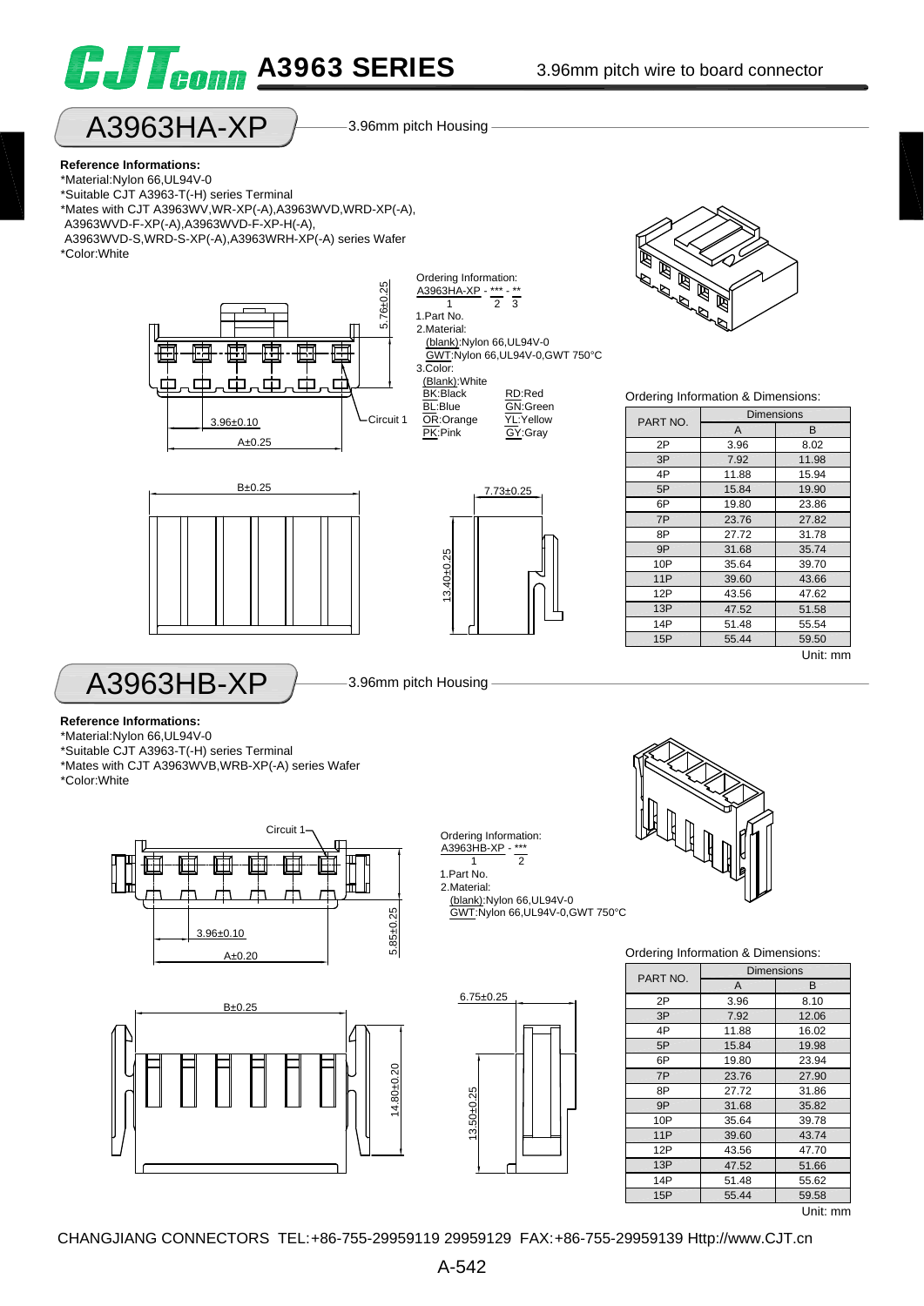# CJTconn A3963 SERIES

3.96mm pitch wire to board connector

## A3963HA-XP

3.96mm pitch Housing

**Reference Informations:**

*Material:Nylon 66,UL94V-0
*Suitable CJT A3963-T(-H) series Terminal
*Mates with CJT A3963WV,WR-XP(-A),A3963WVD,WRD-XP(-A), A3963WVD-F-XP(-A),A3963WVD-F-XP-H(-A), A3963WVD-S,WRD-S-XP(-A),A3963WRH-XP(-A) series Wafer
*Color:White

Ordering Information:
A3963HA-XP - *** - **
1 2 3

1.Part No.
2.Material:
(blank):Nylon 66,UL94V-0
GWT:Nylon 66,UL94V-0,GWT 750°C
3.Color:
(Blank):White
BK:Black RD:Red
BL:Blue GN:Green
OR:Orange YL:Yellow
PK:Pink GY:Gray

5.76±0.25
3.96±0.10
A±0.25
Circuit 1
B±0.25
7.73±0.25
13.40±0.25

Ordering Information & Dimensions:

| PART NO. | Dimensions | |
|---|---|---|
| | A | B |
| 2P | 3.96 | 8.02 |
| 3P | 7.92 | 11.98 |
| 4P | 11.88 | 15.94 |
| 5P | 15.84 | 19.90 |
| 6P | 19.80 | 23.86 |
| 7P | 23.76 | 27.82 |
| 8P | 27.72 | 31.78 |
| 9P | 31.68 | 35.74 |
| 10P | 35.64 | 39.70 |
| 11P | 39.60 | 43.66 |
| 12P | 43.56 | 47.62 |
| 13P | 47.52 | 51.58 |
| 14P | 51.48 | 55.54 |
| 15P | 55.44 | 59.50 |

Unit: mm

## A3963HB-XP

3.96mm pitch Housing

**Reference Informations:**

*Material:Nylon 66,UL94V-0
*Suitable CJT A3963-T(-H) series Terminal
*Mates with CJT A3963WVB,WRB-XP(-A) series Wafer
*Color:White

Ordering Information:
A3963HB-XP - ***
1 2

1.Part No.
2.Material:
(blank):Nylon 66,UL94V-0
GWT:Nylon 66,UL94V-0,GWT 750°C

Circuit 1
3.96±0.10
A±0.20
5.85±0.25
B±0.25
14.80±0.20
6.75±0.25
13.50±0.25

Ordering Information & Dimensions:

| PART NO. | Dimensions | |
|---|---|---|
| | A | B |
| 2P | 3.96 | 8.10 |
| 3P | 7.92 | 12.06 |
| 4P | 11.88 | 16.02 |
| 5P | 15.84 | 19.98 |
| 6P | 19.80 | 23.94 |
| 7P | 23.76 | 27.90 |
| 8P | 27.72 | 31.86 |
| 9P | 31.68 | 35.82 |
| 10P | 35.64 | 39.78 |
| 11P | 39.60 | 43.74 |
| 12P | 43.56 | 47.70 |
| 13P | 47.52 | 51.66 |
| 14P | 51.48 | 55.62 |
| 15P | 55.44 | 59.58 |

Unit: mm

CHANGJIANG CONNECTORS TEL:+86-755-29959119 29959129 FAX:+86-755-29959139 Http://www.CJT.cn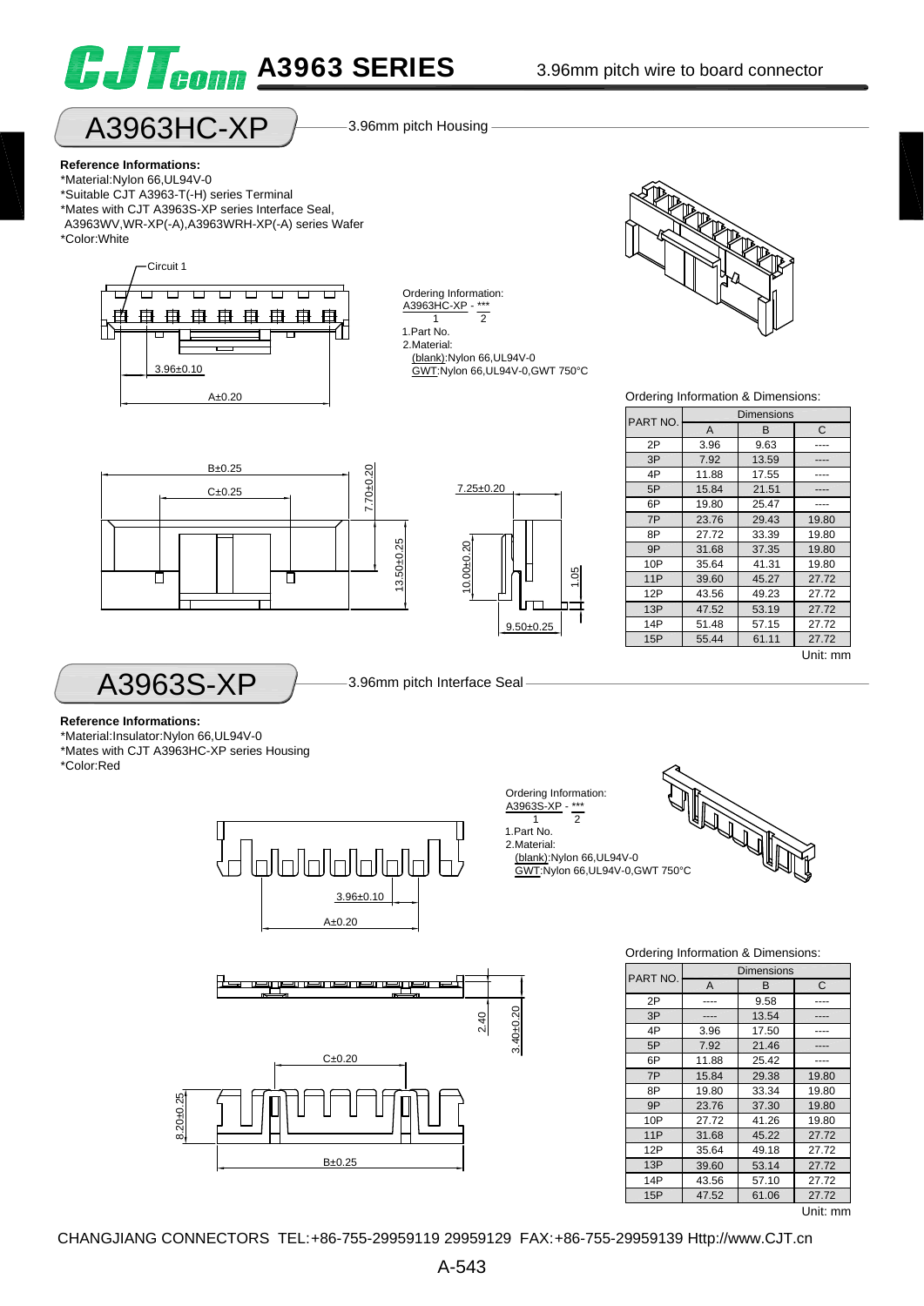# A3963 SERIES

3.96mm pitch wire to board connector

## A3963HC-XP

3.96mm pitch Housing

**Reference Informations:**

*Material:Nylon 66,UL94V-0
*Suitable CJT A3963-T(-H) series Terminal
*Mates with CJT A3963S-XP series Interface Seal, A3963WV,WR-XP(-A),A3963WRH-XP(-A) series Wafer
*Color:White

Circuit 1

3.96±0.10

A±0.20

Ordering Information:
A3963HC-XP - ***
1 2
1.Part No.
2.Material:
(blank):Nylon 66,UL94V-0
GWT:Nylon 66,UL94V-0,GWT 750°C

B±0.25

C±0.25

7.70±0.20

13.50±0.25

7.25±0.20

10.00±0.20

1.05

9.50±0.25

Ordering Information & Dimensions:

| PART NO. | Dimensions | | |
|---|---|---|---|
| | A | B | C |
| 2P | 3.96 | 9.63 | ---- |
| 3P | 7.92 | 13.59 | ---- |
| 4P | 11.88 | 17.55 | ---- |
| 5P | 15.84 | 21.51 | ---- |
| 6P | 19.80 | 25.47 | ---- |
| 7P | 23.76 | 29.43 | 19.80 |
| 8P | 27.72 | 33.39 | 19.80 |
| 9P | 31.68 | 37.35 | 19.80 |
| 10P | 35.64 | 41.31 | 19.80 |
| 11P | 39.60 | 45.27 | 27.72 |
| 12P | 43.56 | 49.23 | 27.72 |
| 13P | 47.52 | 53.19 | 27.72 |
| 14P | 51.48 | 57.15 | 27.72 |
| 15P | 55.44 | 61.11 | 27.72 |

Unit: mm

## A3963S-XP

3.96mm pitch Interface Seal

**Reference Informations:**

*Material:Insulator:Nylon 66,UL94V-0
*Mates with CJT A3963HC-XP series Housing
*Color:Red

3.96±0.10

A±0.20

Ordering Information:
A3963S-XP - ***
1 2
1.Part No.
2.Material:
(blank):Nylon 66,UL94V-0
GWT:Nylon 66,UL94V-0,GWT 750°C

2.40

3.40±0.20

C±0.20

8.20±0.25

B±0.25

Ordering Information & Dimensions:

| PART NO. | Dimensions | | |
|---|---|---|---|
| | A | B | C |
| 2P | ---- | 9.58 | ---- |
| 3P | ---- | 13.54 | ---- |
| 4P | 3.96 | 17.50 | ---- |
| 5P | 7.92 | 21.46 | ---- |
| 6P | 11.88 | 25.42 | ---- |
| 7P | 15.84 | 29.38 | 19.80 |
| 8P | 19.80 | 33.34 | 19.80 |
| 9P | 23.76 | 37.30 | 19.80 |
| 10P | 27.72 | 41.26 | 19.80 |
| 11P | 31.68 | 45.22 | 27.72 |
| 12P | 35.64 | 49.18 | 27.72 |
| 13P | 39.60 | 53.14 | 27.72 |
| 14P | 43.56 | 57.10 | 27.72 |
| 15P | 47.52 | 61.06 | 27.72 |

Unit: mm

CHANGJIANG CONNECTORS TEL:+86-755-29959119 29959129 FAX:+86-755-29959139 Http://www.CJT.cn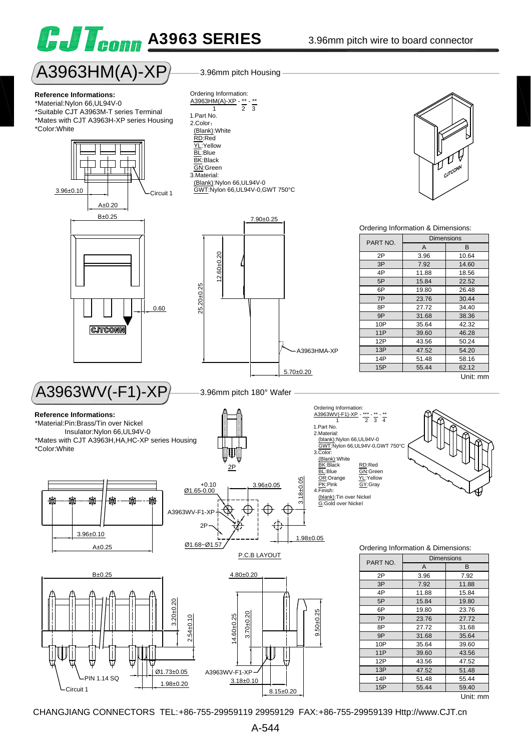# A3963 SERIES

3.96mm pitch wire to board connector

## A3963HM(A)-XP

3.96mm pitch Housing

**Reference Informations:**

*Material:Nylon 66,UL94V-0
*Suitable CJT A3963M-T series Terminal
*Mates with CJT A3963H-XP series Housing
*Color:White

Ordering Information:
A3963HM(A)-XP - ** - **
1 2 3

1.Part No.
2.Color:
(Blank):White
RD:Red
YL:Yellow
BL:Blue
BK:Black
GN:Green
3.Material:
(Blank):Nylon 66,UL94V-0
GWT:Nylon 66,UL94V-0,GWT 750°C

3.96±0.10 · Circuit 1 · A±0.20 · B±0.25 · 0.60 · 7.90±0.25 · 12.60±0.20 · 25.20±0.25 · A3963HMA-XP · 5.70±0.20

Ordering Information & Dimensions:

| PART NO. | Dimensions | |
|---|---|---|
| | A | B |
| 2P | 3.96 | 10.64 |
| 3P | 7.92 | 14.60 |
| 4P | 11.88 | 18.56 |
| 5P | 15.84 | 22.52 |
| 6P | 19.80 | 26.48 |
| 7P | 23.76 | 30.44 |
| 8P | 27.72 | 34.40 |
| 9P | 31.68 | 38.36 |
| 10P | 35.64 | 42.32 |
| 11P | 39.60 | 46.28 |
| 12P | 43.56 | 50.24 |
| 13P | 47.52 | 54.20 |
| 14P | 51.48 | 58.16 |
| 15P | 55.44 | 62.12 |

Unit: mm

## A3963WV(-F1)-XP

3.96mm pitch 180° Wafer

**Reference Informations:**

*Material:Pin:Brass/Tin over Nickel
Insulator:Nylon 66,UL94V-0
*Mates with CJT A3963H,HA,HC-XP series Housing
*Color:White

Ordering Information:
A3963WV(-F1)-XP - *** - ** - **
1 2 3 4

1.Part No.
2.Material:
(blank):Nylon 66,UL94V-0
GWT:Nylon 66,UL94V-0,GWT 750°C
3.Color:
(Blank):White
BK:Black
BL:Blue
OR:Orange
PK:Pink
RD:Red
GN:Green
YL:Yellow
GY:Gray
4.Finish:
(blank):Tin over Nickel
G:Gold over Nickel

2P · 3.96±0.10 · A±0.25 · Ø1.65+0.10/-0.00 · 3.96±0.05 · 3.18±0.05 · A3963WV-F1-XP · 2P · 1.98±0.05 · Ø1.68~Ø1.57 · P.C.B LAYOUT

B±0.25 · 3.20±0.20 · 2.54±0.10 · Ø1.73±0.05 · PIN 1.14 SQ · 1.98±0.20 · Circuit 1 · 4.80±0.20 · 14.60±0.25 · 3.70±0.20 · 9.50±0.25 · A3963WV-F1-XP · 3.18±0.10 · 8.15±0.20

Ordering Information & Dimensions:

| PART NO. | Dimensions | |
|---|---|---|
| | A | B |
| 2P | 3.96 | 7.92 |
| 3P | 7.92 | 11.88 |
| 4P | 11.88 | 15.84 |
| 5P | 15.84 | 19.80 |
| 6P | 19.80 | 23.76 |
| 7P | 23.76 | 27.72 |
| 8P | 27.72 | 31.68 |
| 9P | 31.68 | 35.64 |
| 10P | 35.64 | 39.60 |
| 11P | 39.60 | 43.56 |
| 12P | 43.56 | 47.52 |
| 13P | 47.52 | 51.48 |
| 14P | 51.48 | 55.44 |
| 15P | 55.44 | 59.40 |

Unit: mm

CHANGJIANG CONNECTORS TEL:+86-755-29959119 29959129 FAX:+86-755-29959139 Http://www.CJT.cn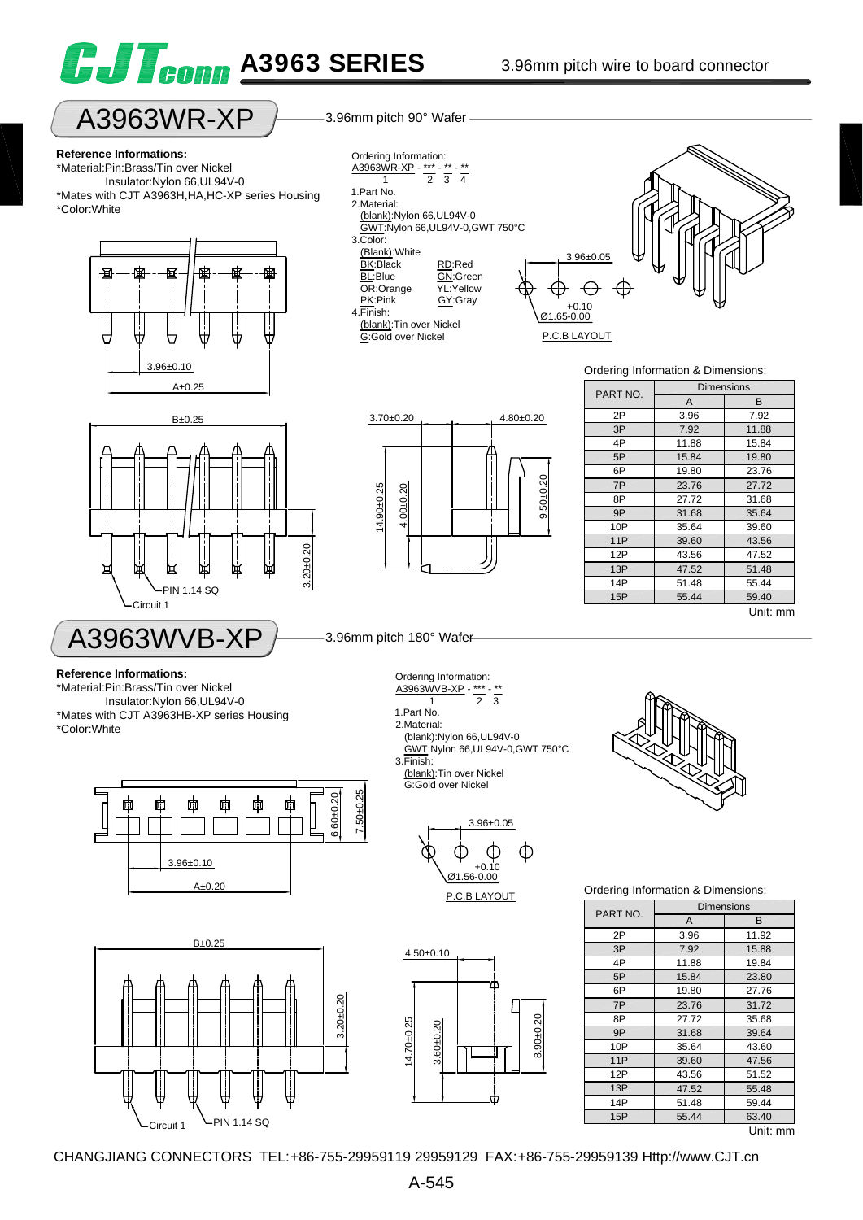# A3963 SERIES

3.96mm pitch wire to board connector

## A3963WR-XP

3.96mm pitch 90° Wafer

**Reference Informations:**

*Material:Pin:Brass/Tin over Nickel
Insulator:Nylon 66,UL94V-0
*Mates with CJT A3963H,HA,HC-XP series Housing
*Color:White

Ordering Information:
A3963WR-XP - *** - ** - **
1 2 3 4

1.Part No.
2.Material:
(blank):Nylon 66,UL94V-0
GWT:Nylon 66,UL94V-0,GWT 750°C
3.Color:
(Blank):White
BK:Black RD:Red
BL:Blue GN:Green
OR:Orange YL:Yellow
PK:Pink GY:Gray
4.Finish:
(blank):Tin over Nickel
G:Gold over Nickel

3.96±0.05
Ø1.65 +0.10 -0.00
P.C.B LAYOUT

3.96±0.10
A±0.25
B±0.25
3.20±0.20
PIN 1.14 SQ
Circuit 1
3.70±0.20
4.80±0.20
14.90±0.25
4.00±0.20
9.50±0.20

Ordering Information & Dimensions:

| PART NO. | Dimensions | |
|---|---|---|
| | A | B |
| 2P | 3.96 | 7.92 |
| 3P | 7.92 | 11.88 |
| 4P | 11.88 | 15.84 |
| 5P | 15.84 | 19.80 |
| 6P | 19.80 | 23.76 |
| 7P | 23.76 | 27.72 |
| 8P | 27.72 | 31.68 |
| 9P | 31.68 | 35.64 |
| 10P | 35.64 | 39.60 |
| 11P | 39.60 | 43.56 |
| 12P | 43.56 | 47.52 |
| 13P | 47.52 | 51.48 |
| 14P | 51.48 | 55.44 |
| 15P | 55.44 | 59.40 |

Unit: mm

## A3963WVB-XP

3.96mm pitch 180° Wafer

**Reference Informations:**

*Material:Pin:Brass/Tin over Nickel
Insulator:Nylon 66,UL94V-0
*Mates with CJT A3963HB-XP series Housing
*Color:White

Ordering Information:
A3963WVB-XP - *** - **
1 2 3

1.Part No.
2.Material:
(blank):Nylon 66,UL94V-0
GWT:Nylon 66,UL94V-0,GWT 750°C
3.Finish:
(blank):Tin over Nickel
G:Gold over Nickel

3.96±0.05
Ø1.56 +0.10 -0.00
P.C.B LAYOUT

6.60±0.20
7.50±0.25
3.96±0.10
A±0.20
B±0.25
3.20±0.20
Circuit 1
PIN 1.14 SQ
4.50±0.10
14.70±0.25
3.60±0.20
8.90±0.20

Ordering Information & Dimensions:

| PART NO. | Dimensions | |
|---|---|---|
| | A | B |
| 2P | 3.96 | 11.92 |
| 3P | 7.92 | 15.88 |
| 4P | 11.88 | 19.84 |
| 5P | 15.84 | 23.80 |
| 6P | 19.80 | 27.76 |
| 7P | 23.76 | 31.72 |
| 8P | 27.72 | 35.68 |
| 9P | 31.68 | 39.64 |
| 10P | 35.64 | 43.60 |
| 11P | 39.60 | 47.56 |
| 12P | 43.56 | 51.52 |
| 13P | 47.52 | 55.48 |
| 14P | 51.48 | 59.44 |
| 15P | 55.44 | 63.40 |

Unit: mm

CHANGJIANG CONNECTORS TEL:+86-755-29959119 29959129 FAX:+86-755-29959139 Http://www.CJT.cn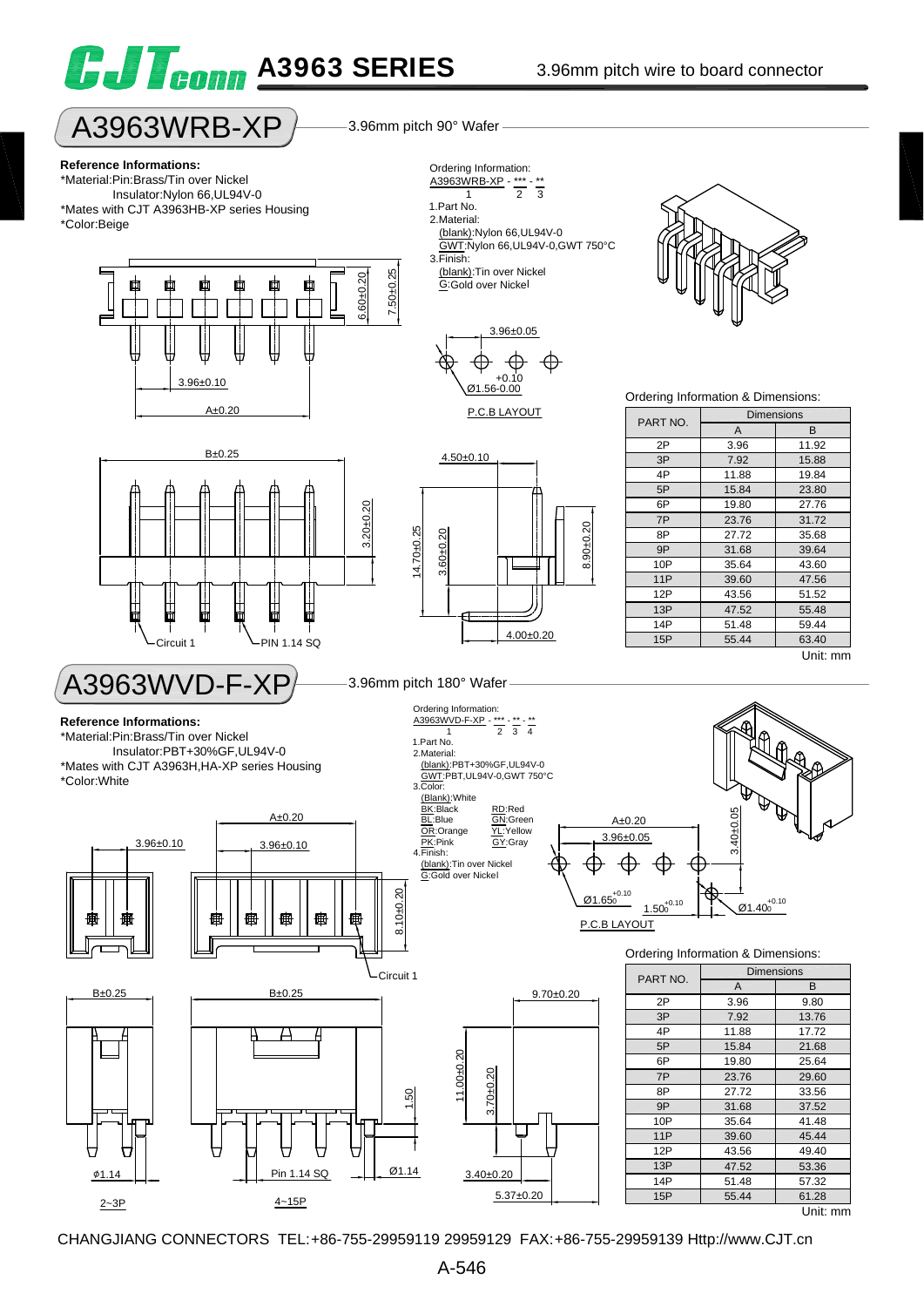# A3963 SERIES

3.96mm pitch wire to board connector

## A3963WRB-XP

3.96mm pitch 90° Wafer

**Reference Informations:**

*Material:Pin:Brass/Tin over Nickel
Insulator:Nylon 66,UL94V-0
*Mates with CJT A3963HB-XP series Housing
*Color:Beige

Ordering Information:
A3963WRB-XP - *** - **
1 2 3

1.Part No.
2.Material:
(blank):Nylon 66,UL94V-0
GWT:Nylon 66,UL94V-0,GWT 750°C
3.Finish:
(blank):Tin over Nickel
G:Gold over Nickel

3.96±0.05
Ø1.56 +0.10/-0.00
P.C.B LAYOUT

3.96±0.10
A±0.20
6.60±0.20
7.50±0.25
B±0.25
3.20±0.20
4.50±0.10
14.70±0.25
3.60±0.20
8.90±0.20
4.00±0.20
Circuit 1
PIN 1.14 SQ

Ordering Information & Dimensions:

| PART NO. | Dimensions | |
|---|---|---|
| | A | B |
| 2P | 3.96 | 11.92 |
| 3P | 7.92 | 15.88 |
| 4P | 11.88 | 19.84 |
| 5P | 15.84 | 23.80 |
| 6P | 19.80 | 27.76 |
| 7P | 23.76 | 31.72 |
| 8P | 27.72 | 35.68 |
| 9P | 31.68 | 39.64 |
| 10P | 35.64 | 43.60 |
| 11P | 39.60 | 47.56 |
| 12P | 43.56 | 51.52 |
| 13P | 47.52 | 55.48 |
| 14P | 51.48 | 59.44 |
| 15P | 55.44 | 63.40 |

Unit: mm

## A3963WVD-F-XP

3.96mm pitch 180° Wafer

**Reference Informations:**

*Material:Pin:Brass/Tin over Nickel
Insulator:PBT+30%GF,UL94V-0
*Mates with CJT A3963H,HA-XP series Housing
*Color:White

Ordering Information:
A3963WVD-F-XP - *** - ** - **
1 2 3 4

1.Part No.
2.Material:
(blank):PBT+30%GF,UL94V-0
GWT:PBT,UL94V-0,GWT 750°C
3.Color:
(Blank):White
BK:Black RD:Red
BL:Blue GN:Green
OR:Orange YL:Yellow
PK:Pink GY:Gray
4.Finish:
(blank):Tin over Nickel
G:Gold over Nickel

A±0.20
3.96±0.05
3.40±0.05
Ø1.65 +0.10/0
1.50 +0.10/0
Ø1.40 +0.10/0
P.C.B LAYOUT

A±0.20
3.96±0.10
3.96±0.10
8.10±0.20
Circuit 1
B±0.25
B±0.25
9.70±0.20
1.50
11.00±0.20
3.70±0.20
ϕ1.14
Pin 1.14 SQ
Ø1.14
3.40±0.20
5.37±0.20
2~3P
4~15P

Ordering Information & Dimensions:

| PART NO. | Dimensions | |
|---|---|---|
| | A | B |
| 2P | 3.96 | 9.80 |
| 3P | 7.92 | 13.76 |
| 4P | 11.88 | 17.72 |
| 5P | 15.84 | 21.68 |
| 6P | 19.80 | 25.64 |
| 7P | 23.76 | 29.60 |
| 8P | 27.72 | 33.56 |
| 9P | 31.68 | 37.52 |
| 10P | 35.64 | 41.48 |
| 11P | 39.60 | 45.44 |
| 12P | 43.56 | 49.40 |
| 13P | 47.52 | 53.36 |
| 14P | 51.48 | 57.32 |
| 15P | 55.44 | 61.28 |

Unit: mm

CHANGJIANG CONNECTORS TEL:+86-755-29959119 29959129 FAX:+86-755-29959139 Http://www.CJT.cn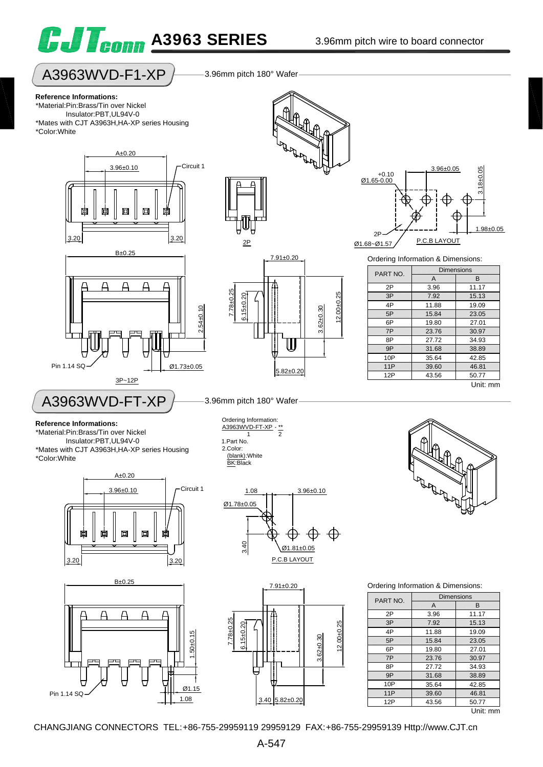# A3963 SERIES

3.96mm pitch wire to board connector

## A3963WVD-F1-XP

3.96mm pitch 180° Wafer

**Reference Informations:**

*Material:Pin:Brass/Tin over Nickel
Insulator:PBT,UL94V-0
*Mates with CJT A3963H,HA-XP series Housing
*Color:White

Ordering Information & Dimensions:

| PART NO. | Dimensions | |
|---|---|---|
| | A | B |
| 2P | 3.96 | 11.17 |
| 3P | 7.92 | 15.13 |
| 4P | 11.88 | 19.09 |
| 5P | 15.84 | 23.05 |
| 6P | 19.80 | 27.01 |
| 7P | 23.76 | 30.97 |
| 8P | 27.72 | 34.93 |
| 9P | 31.68 | 38.89 |
| 10P | 35.64 | 42.85 |
| 11P | 39.60 | 46.81 |
| 12P | 43.56 | 50.77 |

Unit: mm

## A3963WVD-FT-XP

3.96mm pitch 180° Wafer

**Reference Informations:**

*Material:Pin:Brass/Tin over Nickel
Insulator:PBT,UL94V-0
*Mates with CJT A3963H,HA-XP series Housing
*Color:White

Ordering Information:
A3963WVD-FT-XP - **
1 2
1.Part No.
2.Color:
(blank):White
BK:Black

Ordering Information & Dimensions:

| PART NO. | Dimensions | |
|---|---|---|
| | A | B |
| 2P | 3.96 | 11.17 |
| 3P | 7.92 | 15.13 |
| 4P | 11.88 | 19.09 |
| 5P | 15.84 | 23.05 |
| 6P | 19.80 | 27.01 |
| 7P | 23.76 | 30.97 |
| 8P | 27.72 | 34.93 |
| 9P | 31.68 | 38.89 |
| 10P | 35.64 | 42.85 |
| 11P | 39.60 | 46.81 |
| 12P | 43.56 | 50.77 |

Unit: mm

CHANGJIANG CONNECTORS TEL:+86-755-29959119 29959129 FAX:+86-755-29959139 Http://www.CJT.cn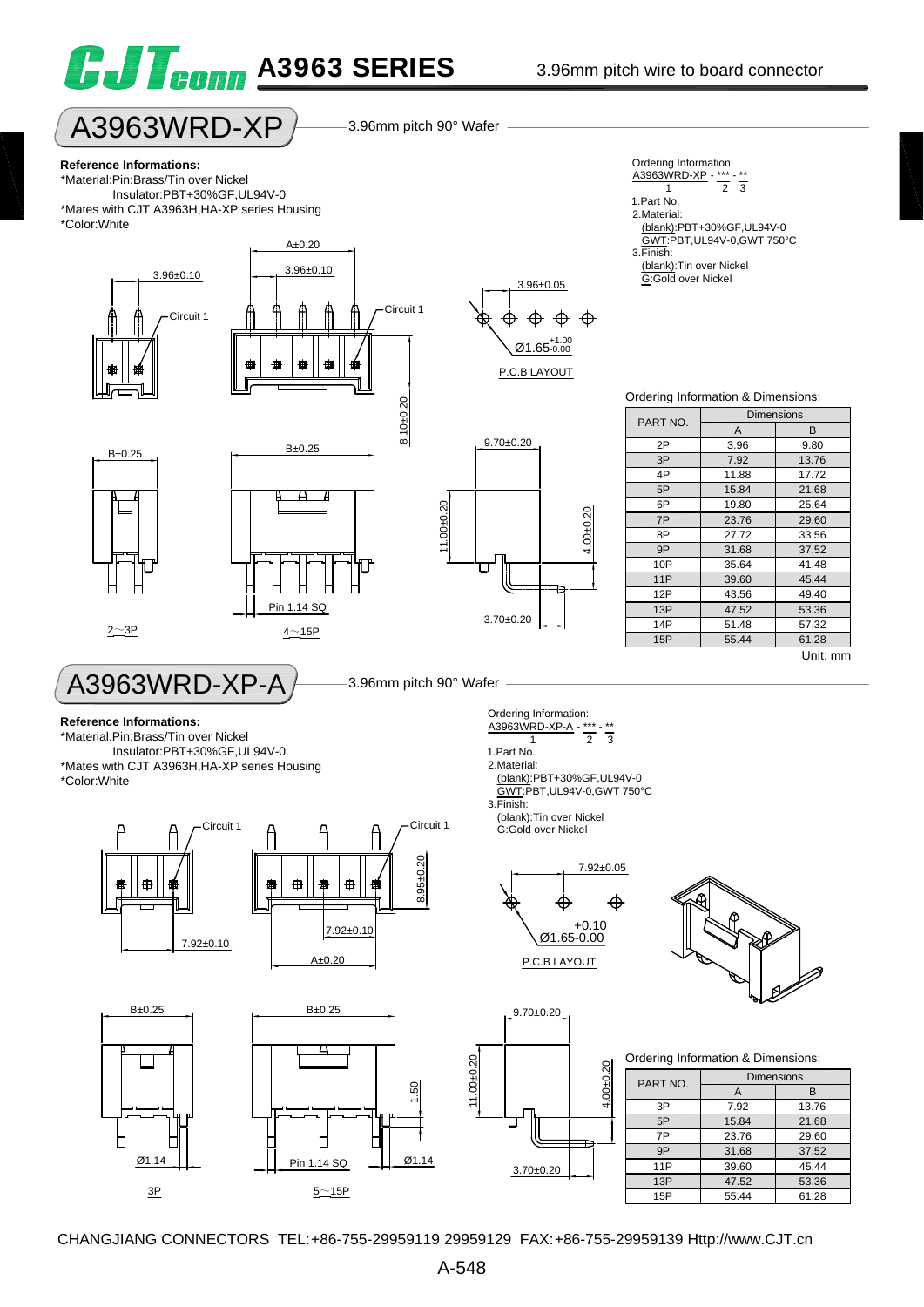# A3963 SERIES

3.96mm pitch wire to board connector

## A3963WRD-XP

3.96mm pitch 90° Wafer

**Reference Informations:**

*Material:Pin:Brass/Tin over Nickel
Insulator:PBT+30%GF,UL94V-0
*Mates with CJT A3963H,HA-XP series Housing
*Color:White

Ordering Information:
A3963WRD-XP - *** - **
1 2 3

1.Part No.
2.Material:
(blank):PBT+30%GF,UL94V-0
GWT:PBT,UL94V-0,GWT 750°C
3.Finish:
(blank):Tin over Nickel
G:Gold over Nickel

A±0.20, 3.96±0.10, 3.96±0.10, Circuit 1, Circuit 1, 3.96±0.05, Ø1.65 +1.00/-0.00, P.C.B LAYOUT, 8.10±0.20, B±0.25, B±0.25, 9.70±0.20, 11.00±0.20, 4.00±0.20, Pin 1.14 SQ, 3.70±0.20, 2~3P, 4~15P

Ordering Information & Dimensions:

| PART NO. | Dimensions | |
|---|---|---|
| | A | B |
| 2P | 3.96 | 9.80 |
| 3P | 7.92 | 13.76 |
| 4P | 11.88 | 17.72 |
| 5P | 15.84 | 21.68 |
| 6P | 19.80 | 25.64 |
| 7P | 23.76 | 29.60 |
| 8P | 27.72 | 33.56 |
| 9P | 31.68 | 37.52 |
| 10P | 35.64 | 41.48 |
| 11P | 39.60 | 45.44 |
| 12P | 43.56 | 49.40 |
| 13P | 47.52 | 53.36 |
| 14P | 51.48 | 57.32 |
| 15P | 55.44 | 61.28 |

Unit: mm

## A3963WRD-XP-A

3.96mm pitch 90° Wafer

**Reference Informations:**

*Material:Pin:Brass/Tin over Nickel
Insulator:PBT+30%GF,UL94V-0
*Mates with CJT A3963H,HA-XP series Housing
*Color:White

Ordering Information:
A3963WRD-XP-A - *** - **
1 2 3

1.Part No.
2.Material:
(blank):PBT+30%GF,UL94V-0
GWT:PBT,UL94V-0,GWT 750°C
3.Finish:
(blank):Tin over Nickel
G:Gold over Nickel

Circuit 1, Circuit 1, 8.95±0.20, 7.92±0.10, 7.92±0.10, A±0.20, 7.92±0.05, Ø1.65 +0.10/-0.00, P.C.B LAYOUT, B±0.25, B±0.25, 9.70±0.20, 11.00±0.20, 4.00±0.20, 1.50, Ø1.14, Pin 1.14 SQ, Ø1.14, 3.70±0.20, 3P, 5~15P

Ordering Information & Dimensions:

| PART NO. | Dimensions | |
|---|---|---|
| | A | B |
| 3P | 7.92 | 13.76 |
| 5P | 15.84 | 21.68 |
| 7P | 23.76 | 29.60 |
| 9P | 31.68 | 37.52 |
| 11P | 39.60 | 45.44 |
| 13P | 47.52 | 53.36 |
| 15P | 55.44 | 61.28 |

CHANGJIANG CONNECTORS TEL:+86-755-29959119 29959129 FAX:+86-755-29959139 Http://www.CJT.cn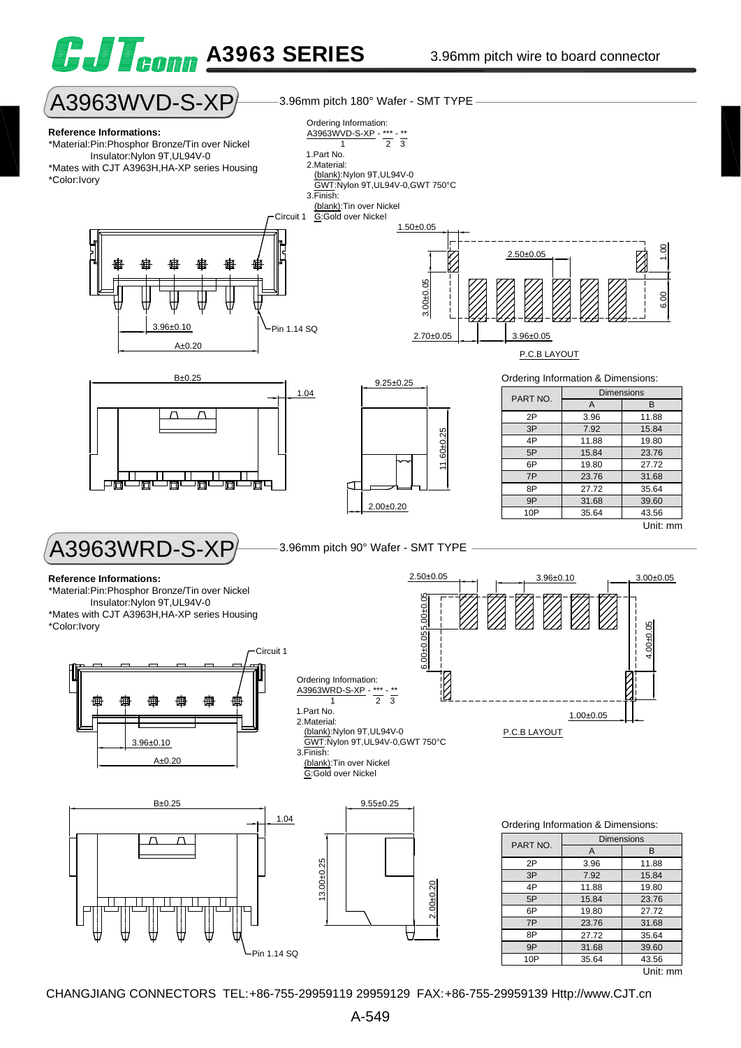# CJTconn A3963 SERIES

3.96mm pitch wire to board connector

## A3963WVD-S-XP

3.96mm pitch 180° Wafer - SMT TYPE

**Reference Informations:**

*Material:Pin:Phosphor Bronze/Tin over Nickel
Insulator:Nylon 9T,UL94V-0
*Mates with CJT A3963H,HA-XP series Housing
*Color:Ivory

Ordering Information:
A3963WVD-S-XP - *** - **
1 2 3
1.Part No.
2.Material:
(blank):Nylon 9T,UL94V-0
GWT:Nylon 9T,UL94V-0,GWT 750°C
3.Finish:
(blank):Tin over Nickel
G:Gold over Nickel

Circuit 1

1.50±0.05
2.50±0.05
1.00
3.00±0.05
6.00
3.96±0.10
Pin 1.14 SQ
A±0.20
2.70±0.05
3.96±0.05
P.C.B LAYOUT

B±0.25
1.04
9.25±0.25
11.60±0.25
2.00±0.20

Ordering Information & Dimensions:

| PART NO. | Dimensions | |
|---|---|---|
| | A | B |
| 2P | 3.96 | 11.88 |
| 3P | 7.92 | 15.84 |
| 4P | 11.88 | 19.80 |
| 5P | 15.84 | 23.76 |
| 6P | 19.80 | 27.72 |
| 7P | 23.76 | 31.68 |
| 8P | 27.72 | 35.64 |
| 9P | 31.68 | 39.60 |
| 10P | 35.64 | 43.56 |

Unit: mm

## A3963WRD-S-XP

3.96mm pitch 90° Wafer - SMT TYPE

**Reference Informations:**

*Material:Pin:Phosphor Bronze/Tin over Nickel
Insulator:Nylon 9T,UL94V-0
*Mates with CJT A3963H,HA-XP series Housing
*Color:Ivory

2.50±0.05
3.96±0.10
3.00±0.05
5.00±0.05
6.00±0.05
4.00±0.05
Circuit 1
1.00±0.05
P.C.B LAYOUT

Ordering Information:
A3963WRD-S-XP - *** - **
1 2 3
1.Part No.
2.Material:
(blank):Nylon 9T,UL94V-0
GWT:Nylon 9T,UL94V-0,GWT 750°C
3.Finish:
(blank):Tin over Nickel
G:Gold over Nickel

3.96±0.10
A±0.20

B±0.25
1.04
9.55±0.25
13.00±0.25
2.00±0.20
Pin 1.14 SQ

Ordering Information & Dimensions:

| PART NO. | Dimensions | |
|---|---|---|
| | A | B |
| 2P | 3.96 | 11.88 |
| 3P | 7.92 | 15.84 |
| 4P | 11.88 | 19.80 |
| 5P | 15.84 | 23.76 |
| 6P | 19.80 | 27.72 |
| 7P | 23.76 | 31.68 |
| 8P | 27.72 | 35.64 |
| 9P | 31.68 | 39.60 |
| 10P | 35.64 | 43.56 |

Unit: mm

CHANGJIANG CONNECTORS TEL:+86-755-29959119 29959129 FAX:+86-755-29959139 Http://www.CJT.cn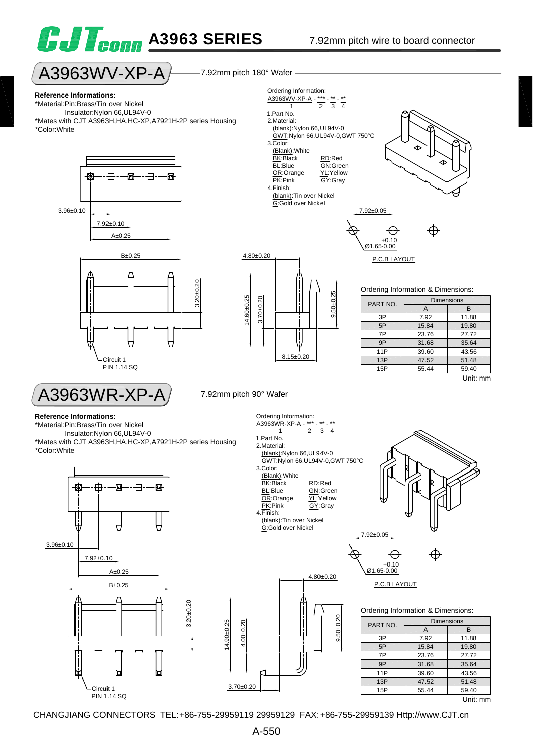# CJTconn A3963 SERIES

7.92mm pitch wire to board connector

## A3963WV-XP-A

7.92mm pitch 180° Wafer

**Reference Informations:**

*Material:Pin:Brass/Tin over Nickel
Insulator:Nylon 66,UL94V-0
*Mates with CJT A3963H,HA,HC-XP,A7921H-2P series Housing
*Color:White

Ordering Information:
A3963WV-XP-A - *** - ** - **
1 2 3 4

1.Part No.
2.Material:
(blank):Nylon 66,UL94V-0
GWT:Nylon 66,UL94V-0,GWT 750°C
3.Color:
(Blank):White
BK:Black RD:Red
BL:Blue GN:Green
OR:Orange YL:Yellow
PK:Pink GY:Gray
4.Finish:
(blank):Tin over Nickel
G:Gold over Nickel

3.96±0.10
7.92±0.10
A±0.25
B±0.25
3.20±0.20
Circuit 1
PIN 1.14 SQ
4.80±0.20
14.60±0.25
3.70±0.20
9.50±0.25
8.15±0.20
7.92±0.05
Ø1.65 +0.10 -0.00
P.C.B LAYOUT

Ordering Information & Dimensions:

| PART NO. | Dimensions | |
|---|---|---|
| | A | B |
| 3P | 7.92 | 11.88 |
| 5P | 15.84 | 19.80 |
| 7P | 23.76 | 27.72 |
| 9P | 31.68 | 35.64 |
| 11P | 39.60 | 43.56 |
| 13P | 47.52 | 51.48 |
| 15P | 55.44 | 59.40 |

Unit: mm

## A3963WR-XP-A

7.92mm pitch 90° Wafer

**Reference Informations:**

*Material:Pin:Brass/Tin over Nickel
Insulator:Nylon 66,UL94V-0
*Mates with CJT A3963H,HA,HC-XP,A7921H-2P series Housing
*Color:White

Ordering Information:
A3963WR-XP-A - *** - ** - **
1 2 3 4

1.Part No.
2.Material:
(blank):Nylon 66,UL94V-0
GWT:Nylon 66,UL94V-0,GWT 750°C
3.Color:
(Blank):White
BK:Black RD:Red
BL:Blue GN:Green
OR:Orange YL:Yellow
PK:Pink GY:Gray
4.Finish:
(blank):Tin over Nickel
G:Gold over Nickel

3.96±0.10
7.92±0.10
A±0.25
B±0.25
3.20±0.20
Circuit 1
PIN 1.14 SQ
4.80±0.20
14.90±0.25
4.00±0.20
9.50±0.20
3.70±0.20
7.92±0.05
Ø1.65 +0.10 -0.00
P.C.B LAYOUT

Ordering Information & Dimensions:

| PART NO. | Dimensions | |
|---|---|---|
| | A | B |
| 3P | 7.92 | 11.88 |
| 5P | 15.84 | 19.80 |
| 7P | 23.76 | 27.72 |
| 9P | 31.68 | 35.64 |
| 11P | 39.60 | 43.56 |
| 13P | 47.52 | 51.48 |
| 15P | 55.44 | 59.40 |

Unit: mm

CHANGJIANG CONNECTORS TEL:+86-755-29959119 29959129 FAX:+86-755-29959139 Http://www.CJT.cn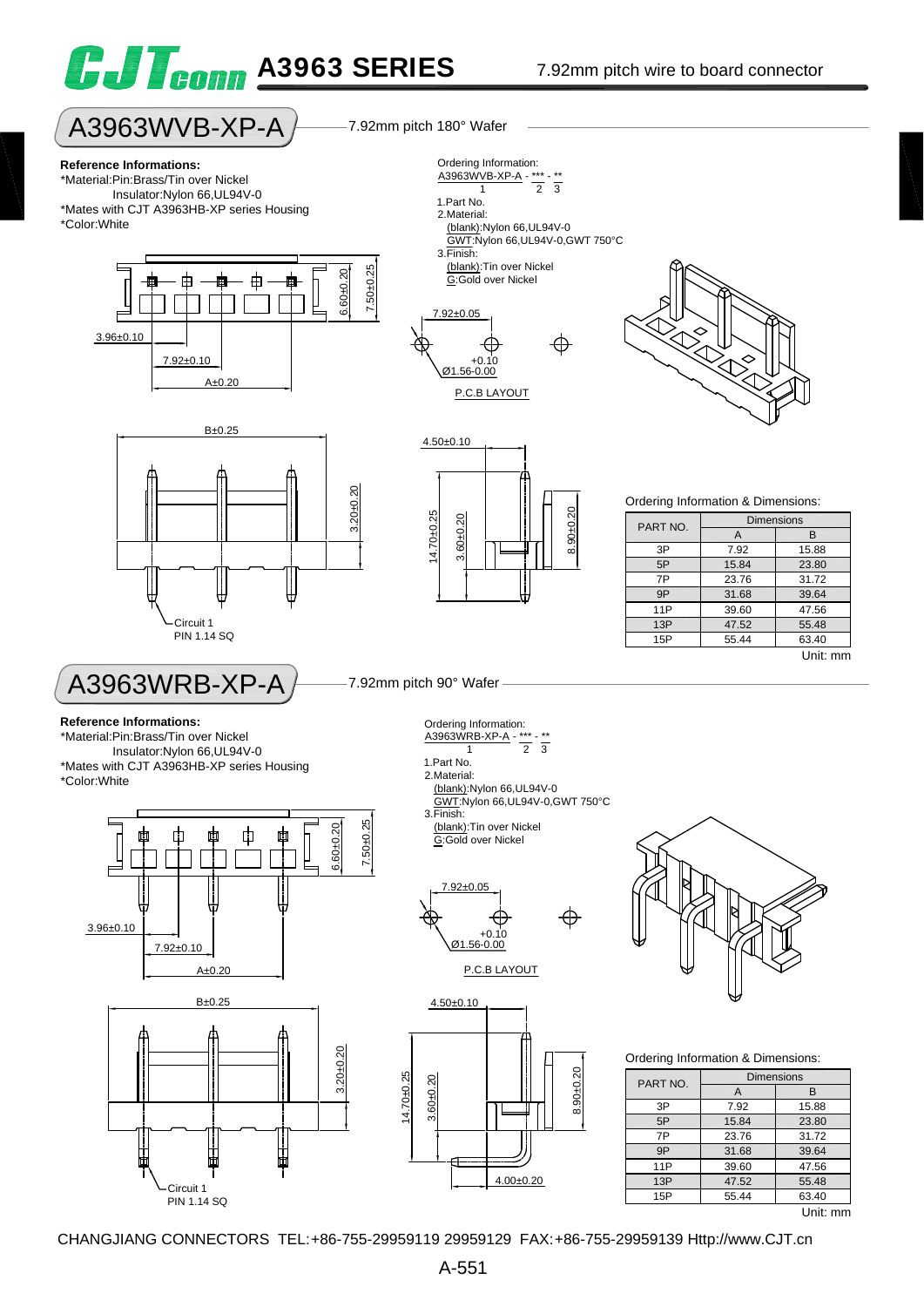# A3963 SERIES

7.92mm pitch wire to board connector

## A3963WVB-XP-A

7.92mm pitch 180° Wafer

**Reference Informations:**

*Material:Pin:Brass/Tin over Nickel
Insulator:Nylon 66,UL94V-0
*Mates with CJT A3963HB-XP series Housing
*Color:White

Ordering Information:
A3963WVB-XP-A - *** - **
1 2 3

1.Part No.
2.Material:
(blank):Nylon 66,UL94V-0
GWT:Nylon 66,UL94V-0,GWT 750°C
3.Finish:
(blank):Tin over Nickel
G:Gold over Nickel

7.92±0.05
+0.10
Ø1.56-0.00
P.C.B LAYOUT

3.96±0.10
7.92±0.10
A±0.20
6.60±0.20
7.50±0.25
B±0.25
3.20±0.20
Circuit 1
PIN 1.14 SQ
4.50±0.10
14.70±0.25
3.60±0.20
8.90±0.20

Ordering Information & Dimensions:

| PART NO. | Dimensions | |
|---|---|---|
| | A | B |
| 3P | 7.92 | 15.88 |
| 5P | 15.84 | 23.80 |
| 7P | 23.76 | 31.72 |
| 9P | 31.68 | 39.64 |
| 11P | 39.60 | 47.56 |
| 13P | 47.52 | 55.48 |
| 15P | 55.44 | 63.40 |

Unit: mm

## A3963WRB-XP-A

7.92mm pitch 90° Wafer

**Reference Informations:**

*Material:Pin:Brass/Tin over Nickel
Insulator:Nylon 66,UL94V-0
*Mates with CJT A3963HB-XP series Housing
*Color:White

Ordering Information:
A3963WRB-XP-A - *** - **
1 2 3

1.Part No.
2.Material:
(blank):Nylon 66,UL94V-0
GWT:Nylon 66,UL94V-0,GWT 750°C
3.Finish:
(blank):Tin over Nickel
G:Gold over Nickel

7.92±0.05
+0.10
Ø1.56-0.00
P.C.B LAYOUT

3.96±0.10
7.92±0.10
A±0.20
6.60±0.20
7.50±0.25
B±0.25
3.20±0.20
Circuit 1
PIN 1.14 SQ
4.50±0.10
14.70±0.25
3.60±0.20
8.90±0.20
4.00±0.20

Ordering Information & Dimensions:

| PART NO. | Dimensions | |
|---|---|---|
| | A | B |
| 3P | 7.92 | 15.88 |
| 5P | 15.84 | 23.80 |
| 7P | 23.76 | 31.72 |
| 9P | 31.68 | 39.64 |
| 11P | 39.60 | 47.56 |
| 13P | 47.52 | 55.48 |
| 15P | 55.44 | 63.40 |

Unit: mm

CHANGJIANG CONNECTORS TEL:+86-755-29959119 29959129 FAX:+86-755-29959139 Http://www.CJT.cn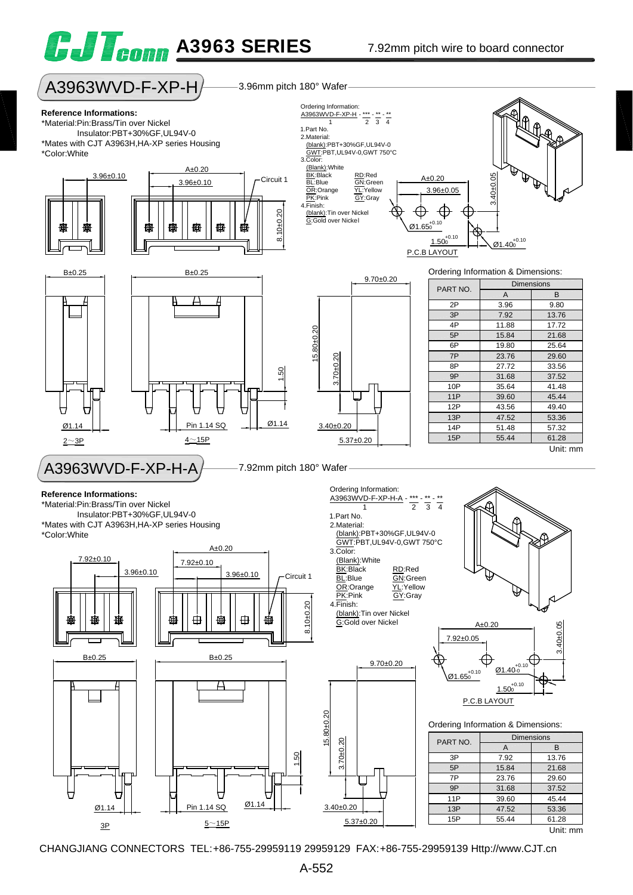# A3963 SERIES

7.92mm pitch wire to board connector

## A3963WVD-F-XP-H

3.96mm pitch 180° Wafer

**Reference Informations:**

*Material:Pin:Brass/Tin over Nickel
Insulator:PBT+30%GF,UL94V-0
*Mates with CJT A3963H,HA-XP series Housing
*Color:White

Ordering Information:
A3963WVD-F-XP-H - *** - ** - **
1 2 3 4

1.Part No.
2.Material:
(blank):PBT+30%GF,UL94V-0
GWT:PBT,UL94V-0,GWT 750°C
3.Color:
(Blank):White
BK:Black RD:Red
BL:Blue GN:Green
OR:Orange YL:Yellow
PK:Pink GY:Gray
4.Finish:
(blank):Tin over Nickel
G:Gold over Nickel

3.96±0.10 A±0.20 3.96±0.10 Circuit 1 8.10±0.20
A±0.20 3.96±0.05 3.40±0.05 Ø1.65 (+0.10/0) 1.50 (+0.10/0) Ø1.40 (+0.10/0)
P.C.B LAYOUT
B±0.25 B±0.25 9.70±0.20 15.80±0.20 3.70±0.20 1.50
Ø1.14 Pin 1.14 SQ Ø1.14 3.40±0.20 5.37±0.20
2～3P 4～15P

Ordering Information & Dimensions:

| PART NO. | Dimensions | |
|---|---|---|
| | A | B |
| 2P | 3.96 | 9.80 |
| 3P | 7.92 | 13.76 |
| 4P | 11.88 | 17.72 |
| 5P | 15.84 | 21.68 |
| 6P | 19.80 | 25.64 |
| 7P | 23.76 | 29.60 |
| 8P | 27.72 | 33.56 |
| 9P | 31.68 | 37.52 |
| 10P | 35.64 | 41.48 |
| 11P | 39.60 | 45.44 |
| 12P | 43.56 | 49.40 |
| 13P | 47.52 | 53.36 |
| 14P | 51.48 | 57.32 |
| 15P | 55.44 | 61.28 |

Unit: mm

## A3963WVD-F-XP-H-A

7.92mm pitch 180° Wafer

**Reference Informations:**

*Material:Pin:Brass/Tin over Nickel
Insulator:PBT+30%GF,UL94V-0
*Mates with CJT A3963H,HA-XP series Housing
*Color:White

Ordering Information:
A3963WVD-F-XP-H-A - *** - ** - **
1 2 3 4

1.Part No.
2.Material:
(blank):PBT+30%GF,UL94V-0
GWT:PBT,UL94V-0,GWT 750°C
3.Color:
(Blank):White
BK:Black RD:Red
BL:Blue GN:Green
OR:Orange YL:Yellow
PK:Pink GY:Gray
4.Finish:
(blank):Tin over Nickel
G:Gold over Nickel

7.92±0.10 3.96±0.10 A±0.20 7.92±0.10 3.96±0.10 Circuit 1 8.10±0.20
A±0.20 7.92±0.05 3.40±0.05 Ø1.65 (+0.10/0) Ø1.40 (+0.10/0) 1.50 (+0.10/0)
P.C.B LAYOUT
B±0.25 B±0.25 9.70±0.20 15.80±0.20 3.70±0.20 1.50
Ø1.14 Pin 1.14 SQ Ø1.14 3.40±0.20 5.37±0.20
3P 5～15P

Ordering Information & Dimensions:

| PART NO. | Dimensions | |
|---|---|---|
| | A | B |
| 3P | 7.92 | 13.76 |
| 5P | 15.84 | 21.68 |
| 7P | 23.76 | 29.60 |
| 9P | 31.68 | 37.52 |
| 11P | 39.60 | 45.44 |
| 13P | 47.52 | 53.36 |
| 15P | 55.44 | 61.28 |

Unit: mm

CHANGJIANG CONNECTORS TEL:+86-755-29959119 29959129 FAX:+86-755-29959139 Http://www.CJT.cn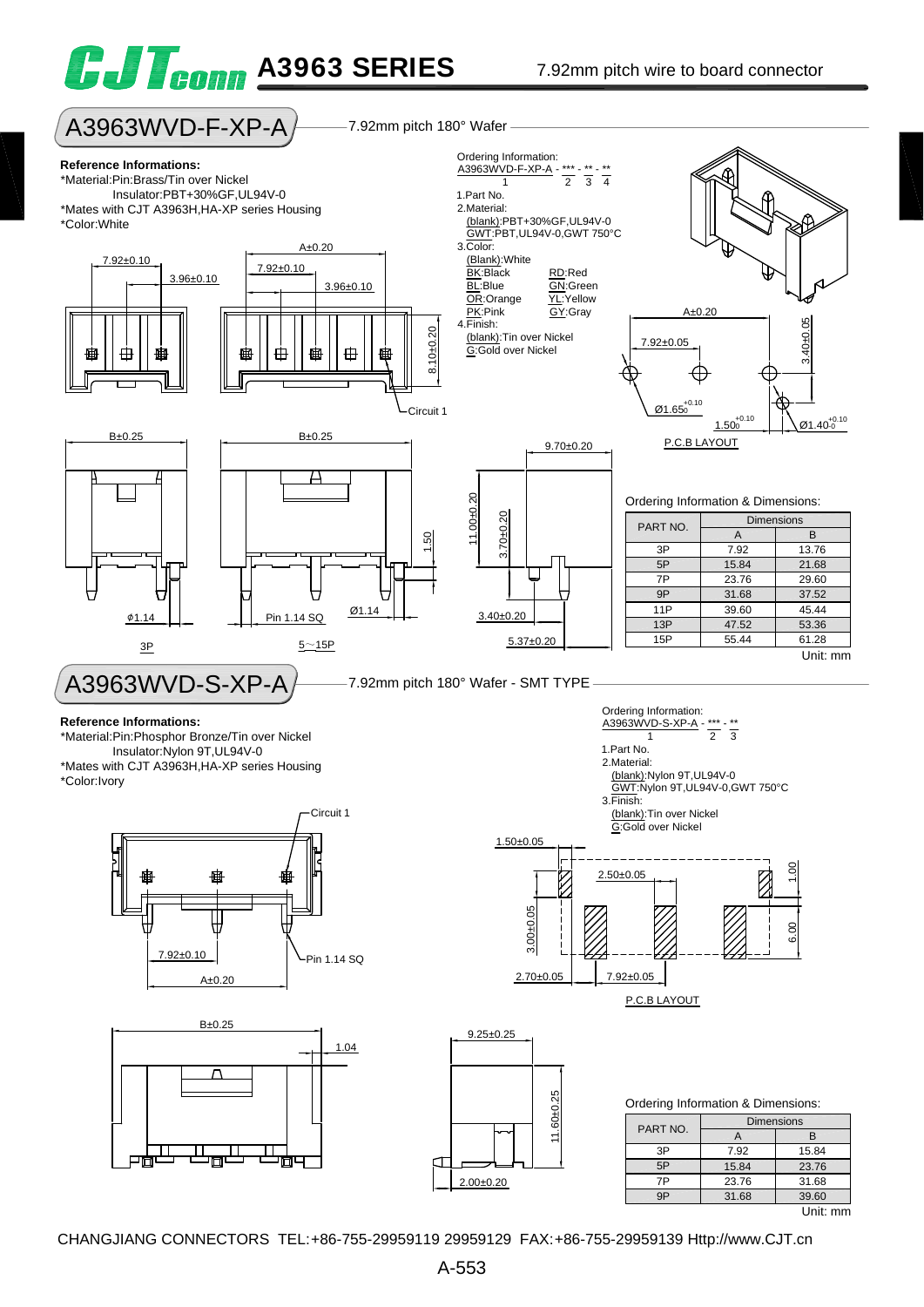# A3963 SERIES

7.92mm pitch wire to board connector

## A3963WVD-F-XP-A

7.92mm pitch 180° Wafer

**Reference Informations:**

*Material:Pin:Brass/Tin over Nickel
Insulator:PBT+30%GF,UL94V-0
*Mates with CJT A3963H,HA-XP series Housing
*Color:White

Ordering Information:
A3963WVD-F-XP-A - *** - ** - **
1 2 3 4

1.Part No.
2.Material:
(blank):PBT+30%GF,UL94V-0
GWT:PBT,UL94V-0,GWT 750°C
3.Color:
(Blank):White
BK:Black RD:Red
BL:Blue GN:Green
OR:Orange YL:Yellow
PK:Pink GY:Gray
4.Finish:
(blank):Tin over Nickel
G:Gold over Nickel

P.C.B LAYOUT

Ordering Information & Dimensions:

| PART NO. | Dimensions | |
|---|---|---|
| | A | B |
| 3P | 7.92 | 13.76 |
| 5P | 15.84 | 21.68 |
| 7P | 23.76 | 29.60 |
| 9P | 31.68 | 37.52 |
| 11P | 39.60 | 45.44 |
| 13P | 47.52 | 53.36 |
| 15P | 55.44 | 61.28 |

Unit: mm

## A3963WVD-S-XP-A

7.92mm pitch 180° Wafer - SMT TYPE

**Reference Informations:**

*Material:Pin:Phosphor Bronze/Tin over Nickel
Insulator:Nylon 9T,UL94V-0
*Mates with CJT A3963H,HA-XP series Housing
*Color:Ivory

Ordering Information:
A3963WVD-S-XP-A - *** - **
1 2 3

1.Part No.
2.Material:
(blank):Nylon 9T,UL94V-0
GWT:Nylon 9T,UL94V-0,GWT 750°C
3.Finish:
(blank):Tin over Nickel
G:Gold over Nickel

P.C.B LAYOUT

Ordering Information & Dimensions:

| PART NO. | Dimensions | |
|---|---|---|
| | A | B |
| 3P | 7.92 | 15.84 |
| 5P | 15.84 | 23.76 |
| 7P | 23.76 | 31.68 |
| 9P | 31.68 | 39.60 |

Unit: mm

CHANGJIANG CONNECTORS TEL:+86-755-29959119 29959129 FAX:+86-755-29959139 Http://www.CJT.cn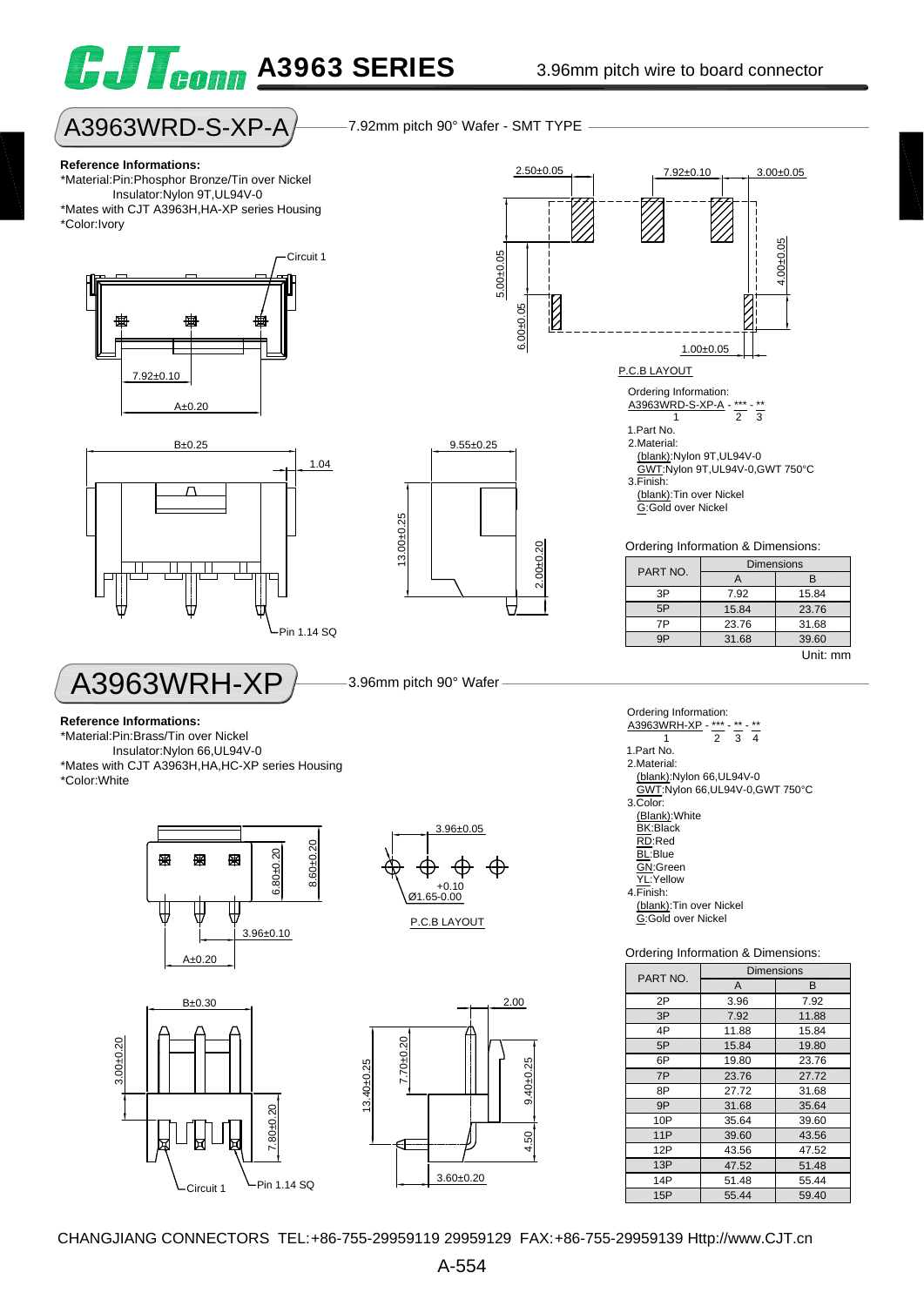# A3963 SERIES

3.96mm pitch wire to board connector

## A3963WRD-S-XP-A

7.92mm pitch 90° Wafer - SMT TYPE

**Reference Informations:**

*Material:Pin:Phosphor Bronze/Tin over Nickel
Insulator:Nylon 9T,UL94V-0
*Mates with CJT A3963H,HA-XP series Housing
*Color:Ivory

Circuit 1

7.92±0.10

A±0.20

B±0.25

1.04

Pin 1.14 SQ

9.55±0.25

13.00±0.25

2.00±0.20

2.50±0.05

7.92±0.10

3.00±0.05

5.00±0.05

6.00±0.05

4.00±0.05

1.00±0.05

P.C.B LAYOUT

Ordering Information:
A3963WRD-S-XP-A - *** - **
1 2 3

1.Part No.
2.Material:
(blank):Nylon 9T,UL94V-0
GWT:Nylon 9T,UL94V-0,GWT 750°C
3.Finish:
(blank):Tin over Nickel
G:Gold over Nickel

Ordering Information & Dimensions:

| PART NO. | Dimensions | |
|---|---|---|
| | A | B |
| 3P | 7.92 | 15.84 |
| 5P | 15.84 | 23.76 |
| 7P | 23.76 | 31.68 |
| 9P | 31.68 | 39.60 |

Unit: mm

## A3963WRH-XP

3.96mm pitch 90° Wafer

**Reference Informations:**

*Material:Pin:Brass/Tin over Nickel
Insulator:Nylon 66,UL94V-0
*Mates with CJT A3963H,HA,HC-XP series Housing
*Color:White

6.80±0.20

8.60±0.20

3.96±0.10

A±0.20

3.96±0.05

Ø1.65 +0.10/-0.00

P.C.B LAYOUT

B±0.30

3.00±0.20

7.80±0.20

Circuit 1

Pin 1.14 SQ

13.40±0.25

7.70±0.20

9.40±0.25

4.50

2.00

3.60±0.20

Ordering Information:
A3963WRH-XP - *** - ** - **
1 2 3 4

1.Part No.
2.Material:
(blank):Nylon 66,UL94V-0
GWT:Nylon 66,UL94V-0,GWT 750°C
3.Color:
(Blank):White
BK:Black
RD:Red
BL:Blue
GN:Green
YL:Yellow
4.Finish:
(blank):Tin over Nickel
G:Gold over Nickel

Ordering Information & Dimensions:

| PART NO. | Dimensions | |
|---|---|---|
| | A | B |
| 2P | 3.96 | 7.92 |
| 3P | 7.92 | 11.88 |
| 4P | 11.88 | 15.84 |
| 5P | 15.84 | 19.80 |
| 6P | 19.80 | 23.76 |
| 7P | 23.76 | 27.72 |
| 8P | 27.72 | 31.68 |
| 9P | 31.68 | 35.64 |
| 10P | 35.64 | 39.60 |
| 11P | 39.60 | 43.56 |
| 12P | 43.56 | 47.52 |
| 13P | 47.52 | 51.48 |
| 14P | 51.48 | 55.44 |
| 15P | 55.44 | 59.40 |

CHANGJIANG CONNECTORS TEL:+86-755-29959119 29959129 FAX:+86-755-29959139 Http://www.CJT.cn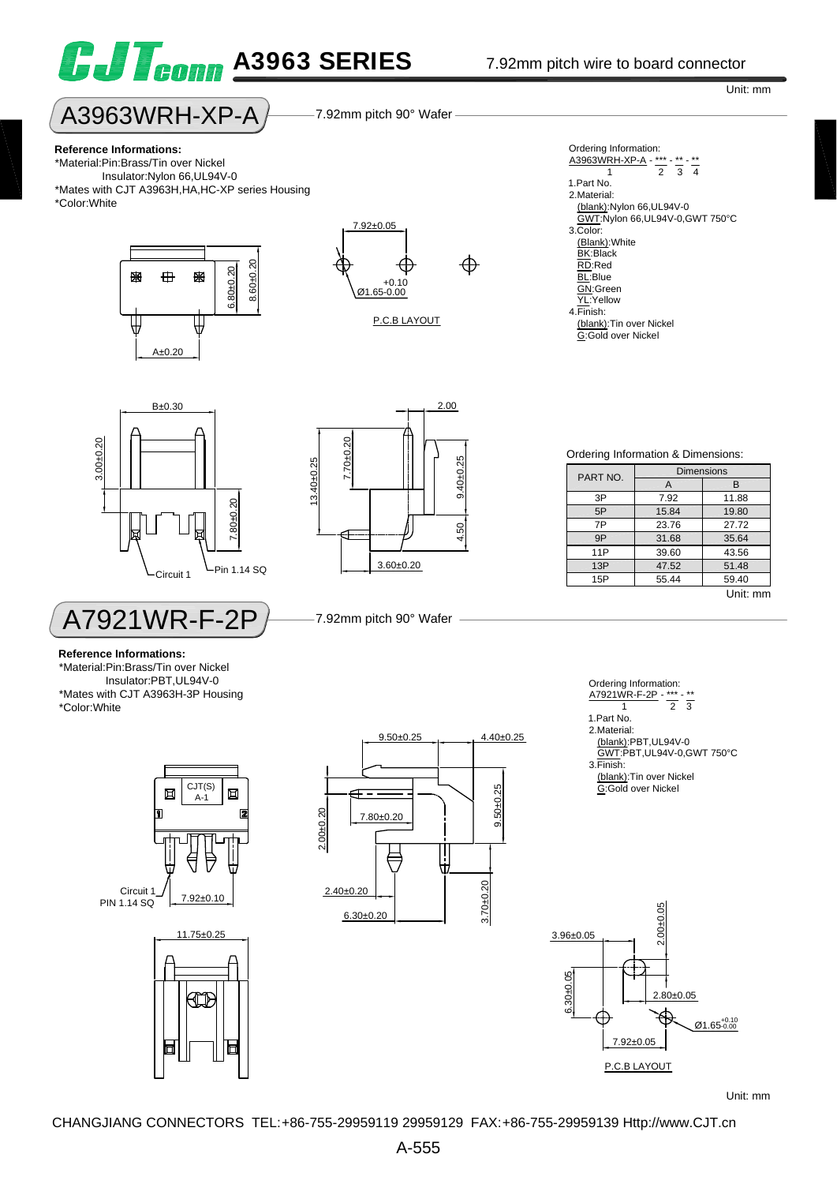# A3963 SERIES

7.92mm pitch wire to board connector

Unit: mm

## A3963WRH-XP-A

7.92mm pitch 90° Wafer

**Reference Informations:**

*Material:Pin:Brass/Tin over Nickel
Insulator:Nylon 66,UL94V-0
*Mates with CJT A3963H,HA,HC-XP series Housing
*Color:White

Ordering Information:
A3963WRH-XP-A - *** - ** - **
1 2 3 4

1.Part No.
2.Material:
(blank):Nylon 66,UL94V-0
GWT:Nylon 66,UL94V-0,GWT 750°C
3.Color:
(Blank):White
BK:Black
RD:Red
BL:Blue
GN:Green
YL:Yellow
4.Finish:
(blank):Tin over Nickel
G:Gold over Nickel

6.80±0.20
8.60±0.20
A±0.20
7.92±0.05
+0.10
Ø1.65-0.00
P.C.B LAYOUT
B±0.30
3.00±0.20
7.80±0.20
Circuit 1
Pin 1.14 SQ
2.00
13.40±0.25
7.70±0.20
9.40±0.25
4.50
3.60±0.20

Ordering Information & Dimensions:

| PART NO. | Dimensions | |
|---|---|---|
| | A | B |
| 3P | 7.92 | 11.88 |
| 5P | 15.84 | 19.80 |
| 7P | 23.76 | 27.72 |
| 9P | 31.68 | 35.64 |
| 11P | 39.60 | 43.56 |
| 13P | 47.52 | 51.48 |
| 15P | 55.44 | 59.40 |

Unit: mm

## A7921WR-F-2P

7.92mm pitch 90° Wafer

**Reference Informations:**

*Material:Pin:Brass/Tin over Nickel
Insulator:PBT,UL94V-0
*Mates with CJT A3963H-3P Housing
*Color:White

Ordering Information:
A7921WR-F-2P - *** - **
1 2 3

1.Part No.
2.Material:
(blank):PBT,UL94V-0
GWT:PBT,UL94V-0,GWT 750°C
3.Finish:
(blank):Tin over Nickel
G:Gold over Nickel

CJT(S)
A-1
Circuit 1
PIN 1.14 SQ
7.92±0.10
11.75±0.25
9.50±0.25
4.40±0.25
2.00±0.20
7.80±0.20
9.50±0.25
2.40±0.20
6.30±0.20
3.70±0.20
3.96±0.05
2.00±0.05
6.30±0.05
2.80±0.05
Ø1.65 +0.10 -0.00
7.92±0.05
P.C.B LAYOUT

Unit: mm

CHANGJIANG CONNECTORS TEL:+86-755-29959119 29959129 FAX:+86-755-29959139 Http://www.CJT.cn